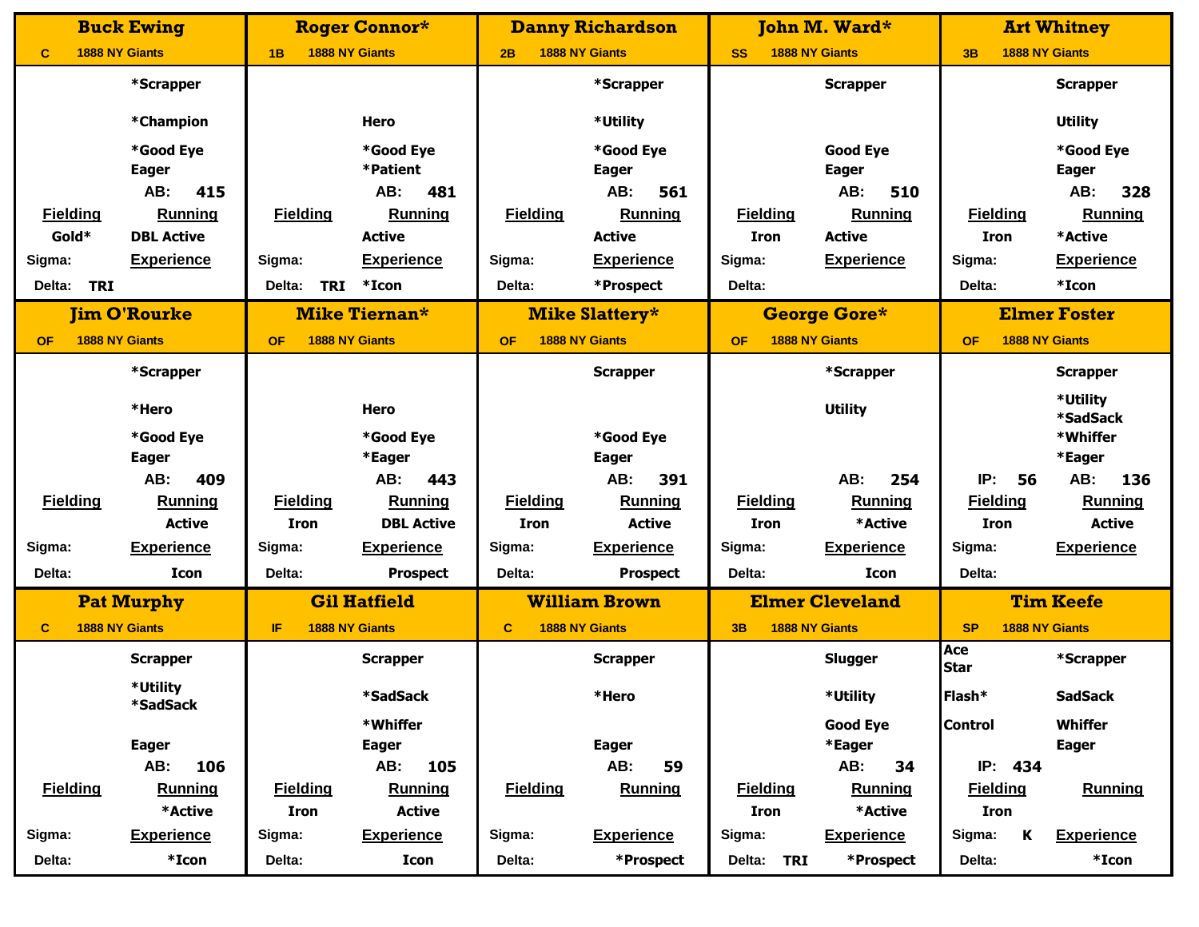## Buck Ewing

C 1888 NY Giants

*Scrapper
*Champion
*Good Eye
Eager

AB: 415

| Fielding | Running |
|---|---|
| Gold* | DBL Active |

Sigma:
Experience
Delta: TRI

## Roger Connor*

1B 1888 NY Giants

Hero
*Good Eye
*Patient

AB: 481

| Fielding | Running |
|---|---|
| | Active |

Sigma:
Experience
Delta: TRI *Icon

## Danny Richardson

2B 1888 NY Giants

*Scrapper
*Utility
*Good Eye
Eager

AB: 561

| Fielding | Running |
|---|---|
| | Active |

Sigma:
Experience
Delta: *Prospect

## John M. Ward*

SS 1888 NY Giants

Scrapper
Good Eye
Eager

AB: 510

| Fielding | Running |
|---|---|
| Iron | Active |

Sigma:
Experience
Delta:

## Art Whitney

3B 1888 NY Giants

Scrapper
Utility
*Good Eye
Eager

AB: 328

| Fielding | Running |
|---|---|
| Iron | *Active |

Sigma:
Experience
Delta: *Icon

## Jim O'Rourke

OF 1888 NY Giants

*Scrapper
*Hero
*Good Eye
Eager

AB: 409

| Fielding | Running |
|---|---|
| | Active |

Sigma:
Experience
Delta: Icon

## Mike Tiernan*

OF 1888 NY Giants

Hero
*Good Eye
*Eager

AB: 443

| Fielding | Running |
|---|---|
| Iron | DBL Active |

Sigma:
Experience
Delta: Prospect

## Mike Slattery*

OF 1888 NY Giants

Scrapper
*Good Eye
Eager

AB: 391

| Fielding | Running |
|---|---|
| Iron | Active |

Sigma:
Experience
Delta: Prospect

## George Gore*

OF 1888 NY Giants

*Scrapper
Utility

AB: 254

| Fielding | Running |
|---|---|
| Iron | *Active |

Sigma:
Experience
Delta: Icon

## Elmer Foster

OF 1888 NY Giants

Scrapper
*Utility
*SadSack
*Whiffer
*Eager

IP: 56 AB: 136

| Fielding | Running |
|---|---|
| Iron | Active |

Sigma:
Experience
Delta:

## Pat Murphy

C 1888 NY Giants

Scrapper
*Utility
*SadSack
Eager

AB: 106

| Fielding | Running |
|---|---|
| | *Active |

Sigma:
Experience
Delta: *Icon

## Gil Hatfield

IF 1888 NY Giants

Scrapper
*SadSack
*Whiffer
Eager

AB: 105

| Fielding | Running |
|---|---|
| Iron | Active |

Sigma:
Experience
Delta: Icon

## William Brown

C 1888 NY Giants

Scrapper
*Hero
Eager

AB: 59

| Fielding | Running |
|---|---|
| | |

Sigma:
Experience
Delta: *Prospect

## Elmer Cleveland

3B 1888 NY Giants

Slugger
*Utility
Good Eye
*Eager

AB: 34

| Fielding | Running |
|---|---|
| Iron | *Active |

Sigma:
Experience
Delta: TRI *Prospect

## Tim Keefe

SP 1888 NY Giants

Ace
Star
Flash*
Control

*Scrapper
SadSack
Whiffer
Eager

IP: 434

| Fielding | Running |
|---|---|
| Iron | |

Sigma: K
Experience
Delta: *Icon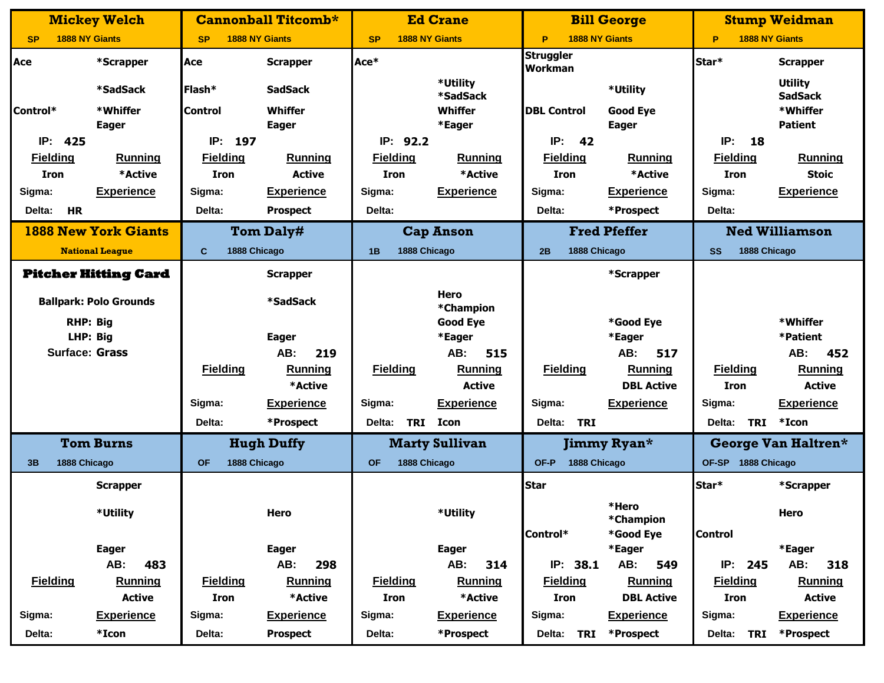## Mickey Welch
SP — 1888 NY Giants

| | |
|---|---|
| Ace | *Scrapper |
| | *SadSack |
| Control* | *Whiffer |
| | Eager |

IP: **425**

| Fielding | Running |
|---|---|
| Iron | *Active |

Sigma:
Experience
Delta: HR

## Cannonball Titcomb*
SP — 1888 NY Giants

| | |
|---|---|
| Ace | Scrapper |
| Flash* | SadSack |
| Control | Whiffer |
| | Eager |

IP: **197**

| Fielding | Running |
|---|---|
| Iron | Active |

Sigma:
Experience
Delta: Prospect

## Ed Crane
SP — 1888 NY Giants

| | |
|---|---|
| Ace* | |
| | *Utility |
| | *SadSack |
| | Whiffer |
| | *Eager |

IP: **92.2**

| Fielding | Running |
|---|---|
| Iron | *Active |

Sigma:
Experience
Delta:

## Bill George
P — 1888 NY Giants

| | |
|---|---|
| Struggler | |
| Workman | |
| | *Utility |
| DBL Control | Good Eye |
| | Eager |

IP: **42**

| Fielding | Running |
|---|---|
| Iron | *Active |

Sigma:
Experience
Delta: *Prospect

## Stump Weidman
P — 1888 NY Giants

| | |
|---|---|
| Star* | Scrapper |
| | Utility |
| | SadSack |
| | *Whiffer |
| | Patient |

IP: **18**

| Fielding | Running |
|---|---|
| Iron | Stoic |

Sigma:
Experience
Delta:

## 1888 New York Giants
National League

**Pitcher Hitting Card**

Ballpark: Polo Grounds
RHP: Big
LHP: Big
Surface: Grass

## Tom Daly#
C — 1888 Chicago

Scrapper
*SadSack
Eager

AB: **219**

| Fielding | Running |
|---|---|
| | *Active |

Sigma:
Experience
Delta: *Prospect

## Cap Anson
1B — 1888 Chicago

Hero
*Champion
Good Eye
*Eager

AB: **515**

| Fielding | Running |
|---|---|
| | Active |

Sigma:
Experience
Delta: TRI — Icon

## Fred Pfeffer
2B — 1888 Chicago

*Scrapper
*Good Eye
*Eager

AB: **517**

| Fielding | Running |
|---|---|
| | DBL Active |

Sigma:
Experience
Delta: TRI

## Ned Williamson
SS — 1888 Chicago

*Whiffer
*Patient

AB: **452**

| Fielding | Running |
|---|---|
| Iron | Active |

Sigma:
Experience
Delta: TRI — *Icon

## Tom Burns
3B — 1888 Chicago

Scrapper
*Utility
Eager

AB: **483**

| Fielding | Running |
|---|---|
| | Active |

Sigma:
Experience
Delta: *Icon

## Hugh Duffy
OF — 1888 Chicago

Hero
Eager

AB: **298**

| Fielding | Running |
|---|---|
| Iron | *Active |

Sigma:
Experience
Delta: Prospect

## Marty Sullivan
OF — 1888 Chicago

*Utility
Eager

AB: **314**

| Fielding | Running |
|---|---|
| Iron | *Active |

Sigma:
Experience
Delta: *Prospect

## Jimmy Ryan*
OF-P — 1888 Chicago

| | |
|---|---|
| Star | |
| | *Hero |
| | *Champion |
| Control* | *Good Eye |
| | *Eager |

IP: **38.1** — AB: **549**

| Fielding | Running |
|---|---|
| Iron | DBL Active |

Sigma:
Experience
Delta: TRI — *Prospect

## George Van Haltren*
OF-SP — 1888 Chicago

| | |
|---|---|
| Star* | *Scrapper |
| | Hero |
| Control | |
| | *Eager |

IP: **245** — AB: **318**

| Fielding | Running |
|---|---|
| Iron | Active |

Sigma:
Experience
Delta: TRI — *Prospect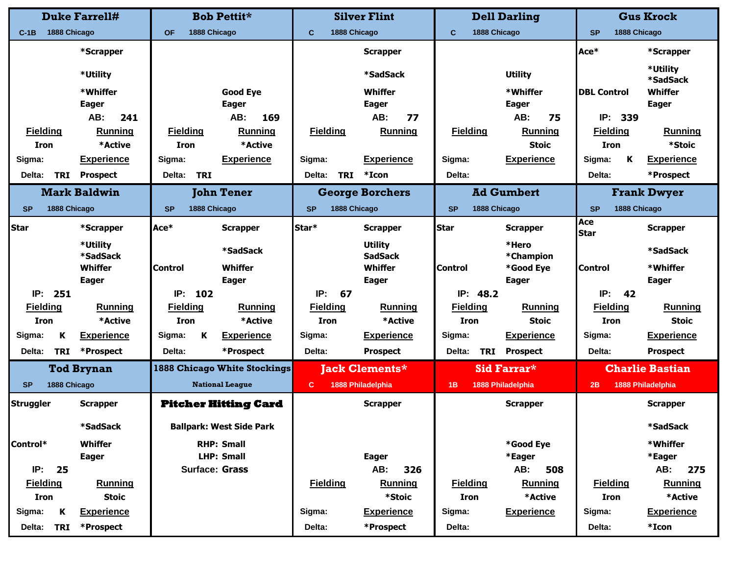## Duke Farrell#

C-1B 1888 Chicago

*Scrapper
*Utility
*Whiffer
Eager

AB: 241

| Fielding | Running |
|---|---|
| Iron | *Active |

Sigma:
Experience
Delta: TRI
Prospect

## Bob Pettit*

OF 1888 Chicago

Good Eye
Eager

AB: 169

| Fielding | Running |
|---|---|
| Iron | *Active |

Sigma:
Experience
Delta: TRI

## Silver Flint

C 1888 Chicago

Scrapper
*SadSack
Whiffer
Eager

AB: 77

| Fielding | Running |
|---|---|

Sigma:
Experience
Delta: TRI
*Icon

## Dell Darling

C 1888 Chicago

Utility
*Whiffer
Eager

AB: 75

| Fielding | Running |
|---|---|
| | Stoic |

Sigma:
Experience
Delta:

## Gus Krock

SP 1888 Chicago

Ace*
DBL Control

*Scrapper
*Utility
*SadSack
Whiffer
Eager

IP: 339

| Fielding | Running |
|---|---|
| Iron | *Stoic |

Sigma: K
Experience
Delta:
*Prospect

## Mark Baldwin

SP 1888 Chicago

Star

*Scrapper
*Utility
*SadSack
Whiffer
Eager

IP: 251

| Fielding | Running |
|---|---|
| Iron | *Active |

Sigma: K
Experience
Delta: TRI
*Prospect

## John Tener

SP 1888 Chicago

Ace*
Control

Scrapper
*SadSack
Whiffer
Eager

IP: 102

| Fielding | Running |
|---|---|
| Iron | *Active |

Sigma: K
Experience
Delta:
*Prospect

## George Borchers

SP 1888 Chicago

Star*

Scrapper
Utility
SadSack
Whiffer
Eager

IP: 67

| Fielding | Running |
|---|---|
| Iron | *Active |

Sigma:
Experience
Delta:
Prospect

## Ad Gumbert

SP 1888 Chicago

Star
Control

Scrapper
*Hero
*Champion
*Good Eye
Eager

IP: 48.2

| Fielding | Running |
|---|---|
| Iron | Stoic |

Sigma:
Experience
Delta: TRI
Prospect

## Frank Dwyer

SP 1888 Chicago

Ace
Star
Control

Scrapper
*SadSack
*Whiffer
Eager

IP: 42

| Fielding | Running |
|---|---|
| Iron | Stoic |

Sigma:
Experience
Delta:
Prospect

## Tod Brynan

SP 1888 Chicago

Struggler
Control*

Scrapper
*SadSack
Whiffer
Eager

IP: 25

| Fielding | Running |
|---|---|
| Iron | Stoic |

Sigma: K
Experience
Delta: TRI
*Prospect

## 1888 Chicago White Stockings

National League

**Pitcher Hitting Card**

Ballpark: West Side Park

RHP: Small
LHP: Small
Surface: Grass

## Jack Clements*

C 1888 Philadelphia

Scrapper
Eager

AB: 326

| Fielding | Running |
|---|---|
| | *Stoic |

Sigma:
Experience
Delta:
*Prospect

## Sid Farrar*

1B 1888 Philadelphia

Scrapper
*Good Eye
*Eager

AB: 508

| Fielding | Running |
|---|---|
| Iron | *Active |

Sigma:
Experience
Delta:

## Charlie Bastian

2B 1888 Philadelphia

Scrapper
*SadSack
*Whiffer
*Eager

AB: 275

| Fielding | Running |
|---|---|
| Iron | *Active |

Sigma:
Experience
Delta:
*Icon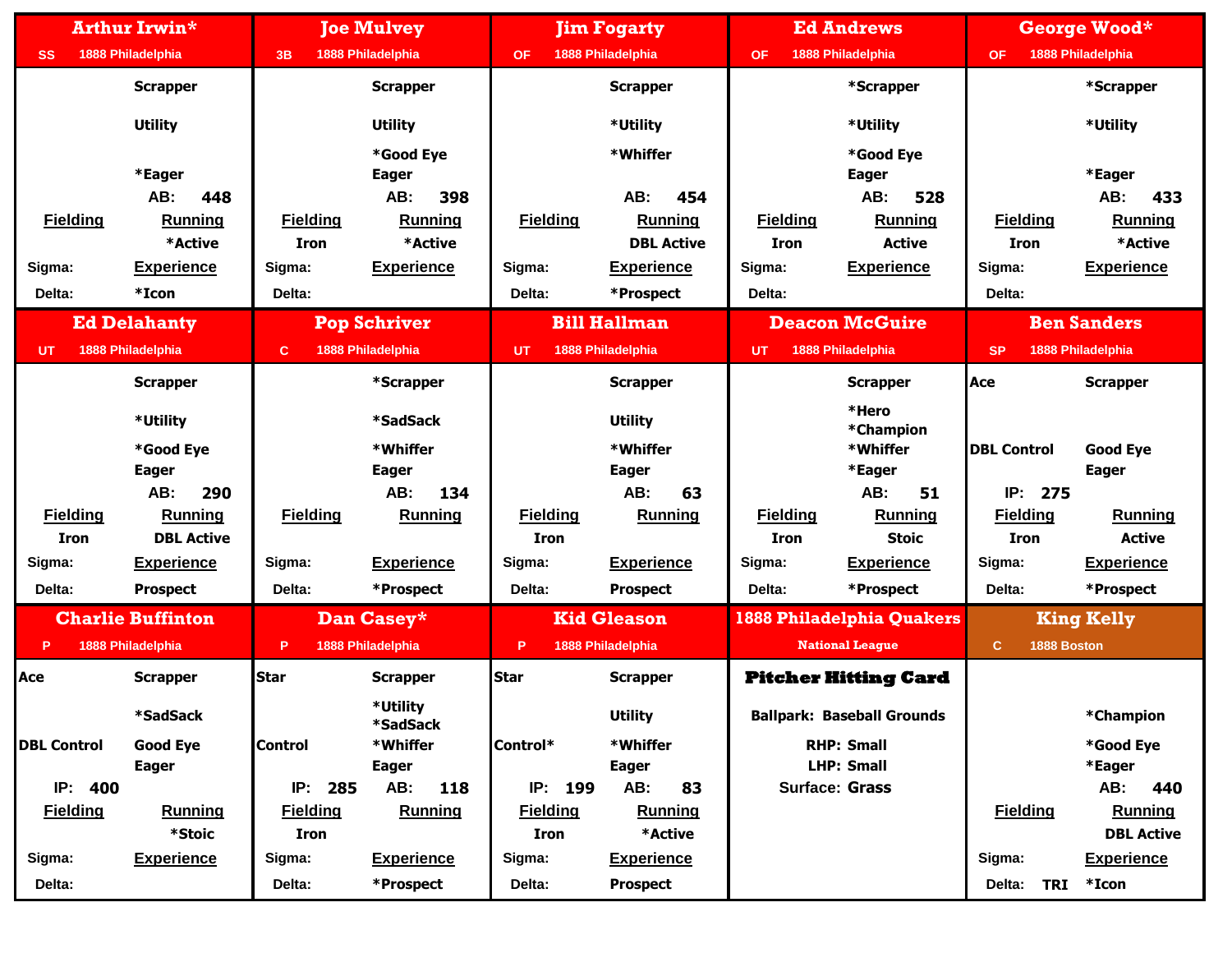## Arthur Irwin*

SS 1888 Philadelphia

Scrapper

Utility

*Eager

AB: 448

**Fielding** | **Running**

*Active

Sigma: | **Experience**

Delta: | *Icon

## Joe Mulvey

3B 1888 Philadelphia

Scrapper

Utility

*Good Eye
Eager

AB: 398

**Fielding** | **Running**

Iron | *Active

Sigma: | **Experience**

Delta:

## Jim Fogarty

OF 1888 Philadelphia

Scrapper

*Utility

*Whiffer

AB: 454

**Fielding** | **Running**

DBL Active

Sigma: | **Experience**

Delta: | *Prospect

## Ed Andrews

OF 1888 Philadelphia

*Scrapper

*Utility

*Good Eye
Eager

AB: 528

**Fielding** | **Running**

Iron | Active

Sigma: | **Experience**

Delta:

## George Wood*

OF 1888 Philadelphia

*Scrapper

*Utility

*Eager

AB: 433

**Fielding** | **Running**

Iron | *Active

Sigma: | **Experience**

Delta:

## Ed Delahanty

UT 1888 Philadelphia

Scrapper

*Utility

*Good Eye
Eager

AB: 290

**Fielding** | **Running**

Iron | DBL Active

Sigma: | **Experience**

Delta: | Prospect

## Pop Schriver

C 1888 Philadelphia

*Scrapper

*SadSack

*Whiffer
Eager

AB: 134

**Fielding** | **Running**

Sigma: | **Experience**

Delta: | *Prospect

## Bill Hallman

UT 1888 Philadelphia

Scrapper

Utility

*Whiffer
Eager

AB: 63

**Fielding** | **Running**

Iron

Sigma: | **Experience**

Delta: | Prospect

## Deacon McGuire

UT 1888 Philadelphia

Scrapper

*Hero
*Champion
*Whiffer
*Eager

AB: 51

**Fielding** | **Running**

Iron | Stoic

Sigma: | **Experience**

Delta: | *Prospect

## Ben Sanders

SP 1888 Philadelphia

Ace | Scrapper

DBL Control | Good Eye
Eager

IP: 275

**Fielding** | **Running**

Iron | Active

Sigma: | **Experience**

Delta: | *Prospect

## Charlie Buffinton

P 1888 Philadelphia

Ace | Scrapper

*SadSack

DBL Control | Good Eye
Eager

IP: 400

**Fielding** | **Running**

*Stoic

Sigma: | **Experience**

Delta:

## Dan Casey*

P 1888 Philadelphia

Star | Scrapper

*Utility
*SadSack

Control | *Whiffer
Eager

IP: 285 | AB: 118

**Fielding** | **Running**

Iron

Sigma: | **Experience**

Delta: | *Prospect

## Kid Gleason

P 1888 Philadelphia

Star | Scrapper

Utility

Control* | *Whiffer
Eager

IP: 199 | AB: 83

**Fielding** | **Running**

Iron | *Active

Sigma: | **Experience**

Delta: | Prospect

## 1888 Philadelphia Quakers

National League

**Pitcher Hitting Card**

Ballpark: Baseball Grounds

RHP: Small
LHP: Small
Surface: Grass

## King Kelly

C 1888 Boston

*Champion

*Good Eye
*Eager

AB: 440

**Fielding** | **Running**

DBL Active

Sigma: | **Experience**

Delta: TRI | *Icon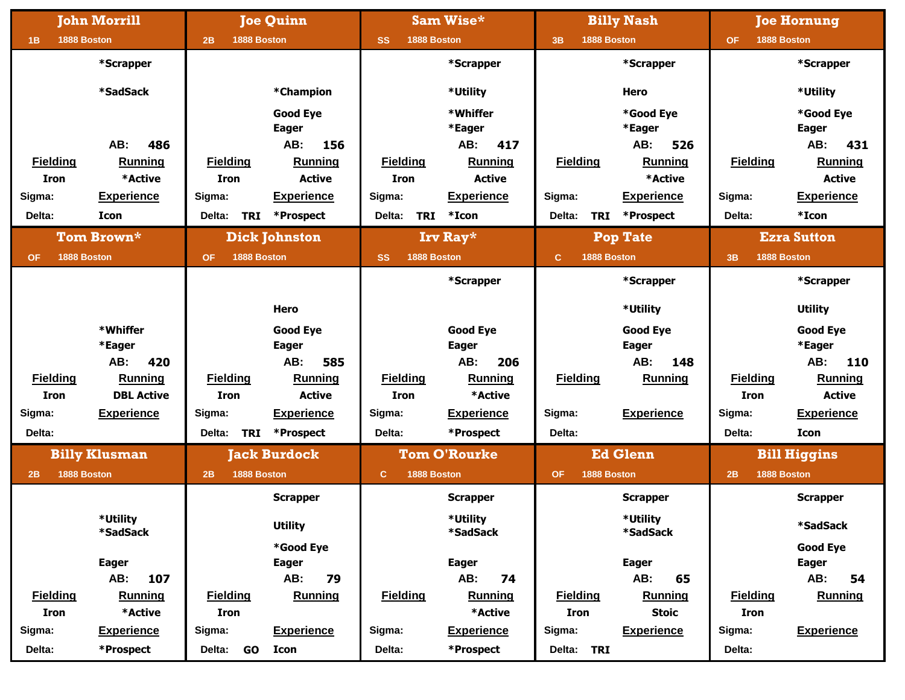## John Morrill

1B 1888 Boston

*Scrapper

*SadSack

AB: 486

| Fielding | Running |
| --- | --- |
| Iron | *Active |

Sigma: Experience

Delta: Icon

## Joe Quinn

2B 1888 Boston

*Champion

Good Eye

Eager

AB: 156

| Fielding | Running |
| --- | --- |
| Iron | Active |

Sigma: Experience

Delta: TRI *Prospect

## Sam Wise*

SS 1888 Boston

*Scrapper

*Utility

*Whiffer

*Eager

AB: 417

| Fielding | Running |
| --- | --- |
| Iron | Active |

Sigma: Experience

Delta: TRI *Icon

## Billy Nash

3B 1888 Boston

*Scrapper

Hero

*Good Eye

*Eager

AB: 526

| Fielding | Running |
| --- | --- |
|  | *Active |

Sigma: Experience

Delta: TRI *Prospect

## Joe Hornung

OF 1888 Boston

*Scrapper

*Utility

*Good Eye

Eager

AB: 431

| Fielding | Running |
| --- | --- |
|  | Active |

Sigma: Experience

Delta: *Icon

## Tom Brown*

OF 1888 Boston

*Whiffer

*Eager

AB: 420

| Fielding | Running |
| --- | --- |
| Iron | DBL Active |

Sigma: Experience

Delta:

## Dick Johnston

OF 1888 Boston

Hero

Good Eye

Eager

AB: 585

| Fielding | Running |
| --- | --- |
| Iron | Active |

Sigma: Experience

Delta: TRI *Prospect

## Irv Ray*

SS 1888 Boston

*Scrapper

Good Eye

Eager

AB: 206

| Fielding | Running |
| --- | --- |
| Iron | *Active |

Sigma: Experience

Delta: *Prospect

## Pop Tate

C 1888 Boston

*Scrapper

*Utility

Good Eye

Eager

AB: 148

| Fielding | Running |
| --- | --- |
|  |  |

Sigma: Experience

Delta:

## Ezra Sutton

3B 1888 Boston

*Scrapper

Utility

Good Eye

*Eager

AB: 110

| Fielding | Running |
| --- | --- |
| Iron | Active |

Sigma: Experience

Delta: Icon

## Billy Klusman

2B 1888 Boston

*Utility

*SadSack

Eager

AB: 107

| Fielding | Running |
| --- | --- |
| Iron | *Active |

Sigma: Experience

Delta: *Prospect

## Jack Burdock

2B 1888 Boston

Scrapper

Utility

*Good Eye

Eager

AB: 79

| Fielding | Running |
| --- | --- |
| Iron |  |

Sigma: Experience

Delta: GO Icon

## Tom O'Rourke

C 1888 Boston

Scrapper

*Utility

*SadSack

Eager

AB: 74

| Fielding | Running |
| --- | --- |
|  | *Active |

Sigma: Experience

Delta: *Prospect

## Ed Glenn

OF 1888 Boston

Scrapper

*Utility

*SadSack

Eager

AB: 65

| Fielding | Running |
| --- | --- |
| Iron | Stoic |

Sigma: Experience

Delta: TRI

## Bill Higgins

2B 1888 Boston

Scrapper

*SadSack

Good Eye

Eager

AB: 54

| Fielding | Running |
| --- | --- |
| Iron |  |

Sigma: Experience

Delta: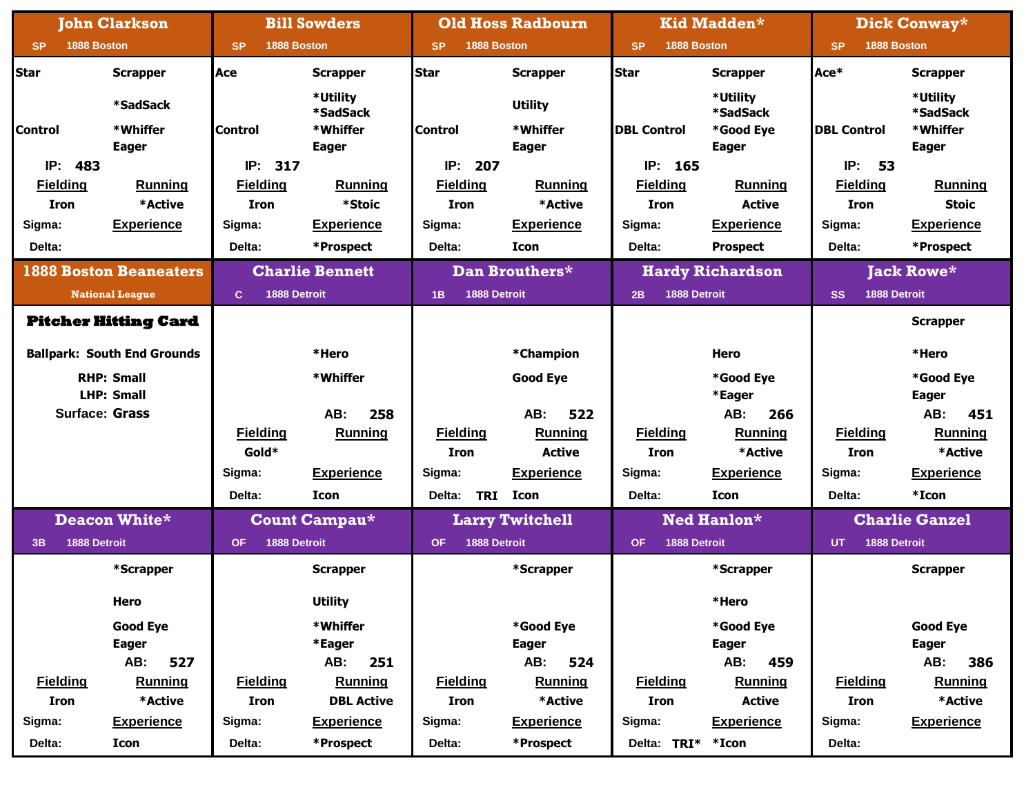## John Clarkson

SP 1888 Boston

| | |
|---|---|
| Star | Scrapper |
| | *SadSack |
| Control | *Whiffer |
| | Eager |

IP: 483

| Fielding | Running |
|---|---|
| Iron | *Active |

Sigma:

Experience

Delta:

## Bill Sowders

SP 1888 Boston

| | |
|---|---|
| Ace | Scrapper |
| | *Utility |
| | *SadSack |
| Control | *Whiffer |
| | Eager |

IP: 317

| Fielding | Running |
|---|---|
| Iron | *Stoic |

Sigma:

Experience

Delta: *Prospect

## Old Hoss Radbourn

SP 1888 Boston

| | |
|---|---|
| Star | Scrapper |
| | Utility |
| Control | *Whiffer |
| | Eager |

IP: 207

| Fielding | Running |
|---|---|
| Iron | *Active |

Sigma:

Experience

Delta: Icon

## Kid Madden*

SP 1888 Boston

| | |
|---|---|
| Star | Scrapper |
| | *Utility |
| | *SadSack |
| DBL Control | *Good Eye |
| | Eager |

IP: 165

| Fielding | Running |
|---|---|
| Iron | Active |

Sigma:

Experience

Delta: Prospect

## Dick Conway*

SP 1888 Boston

| | |
|---|---|
| Ace* | Scrapper |
| | *Utility |
| | *SadSack |
| DBL Control | *Whiffer |
| | Eager |

IP: 53

| Fielding | Running |
|---|---|
| Iron | Stoic |

Sigma:

Experience

Delta: *Prospect

## 1888 Boston Beaneaters

National League

**Pitcher Hitting Card**

Ballpark: South End Grounds

RHP: Small

LHP: Small

Surface: Grass

## Charlie Bennett

C 1888 Detroit

*Hero

*Whiffer

AB: 258

| Fielding | Running |
|---|---|
| Gold* | |

Sigma:

Experience

Delta: Icon

## Dan Brouthers*

1B 1888 Detroit

*Champion

Good Eye

AB: 522

| Fielding | Running |
|---|---|
| Iron | Active |

Sigma:

Experience

Delta: TRI Icon

## Hardy Richardson

2B 1888 Detroit

Hero

*Good Eye

*Eager

AB: 266

| Fielding | Running |
|---|---|
| Iron | *Active |

Sigma:

Experience

Delta: Icon

## Jack Rowe*

SS 1888 Detroit

Scrapper

*Hero

*Good Eye

Eager

AB: 451

| Fielding | Running |
|---|---|
| Iron | *Active |

Sigma:

Experience

Delta: *Icon

## Deacon White*

3B 1888 Detroit

*Scrapper

Hero

Good Eye

Eager

AB: 527

| Fielding | Running |
|---|---|
| Iron | *Active |

Sigma:

Experience

Delta: Icon

## Count Campau*

OF 1888 Detroit

Scrapper

Utility

*Whiffer

*Eager

AB: 251

| Fielding | Running |
|---|---|
| Iron | DBL Active |

Sigma:

Experience

Delta: *Prospect

## Larry Twitchell

OF 1888 Detroit

*Scrapper

*Good Eye

Eager

AB: 524

| Fielding | Running |
|---|---|
| Iron | *Active |

Sigma:

Experience

Delta: *Prospect

## Ned Hanlon*

OF 1888 Detroit

*Scrapper

*Hero

*Good Eye

Eager

AB: 459

| Fielding | Running |
|---|---|
| Iron | Active |

Sigma:

Experience

Delta: TRI* *Icon

## Charlie Ganzel

UT 1888 Detroit

Scrapper

Good Eye

Eager

AB: 386

| Fielding | Running |
|---|---|
| Iron | *Active |

Sigma:

Experience

Delta: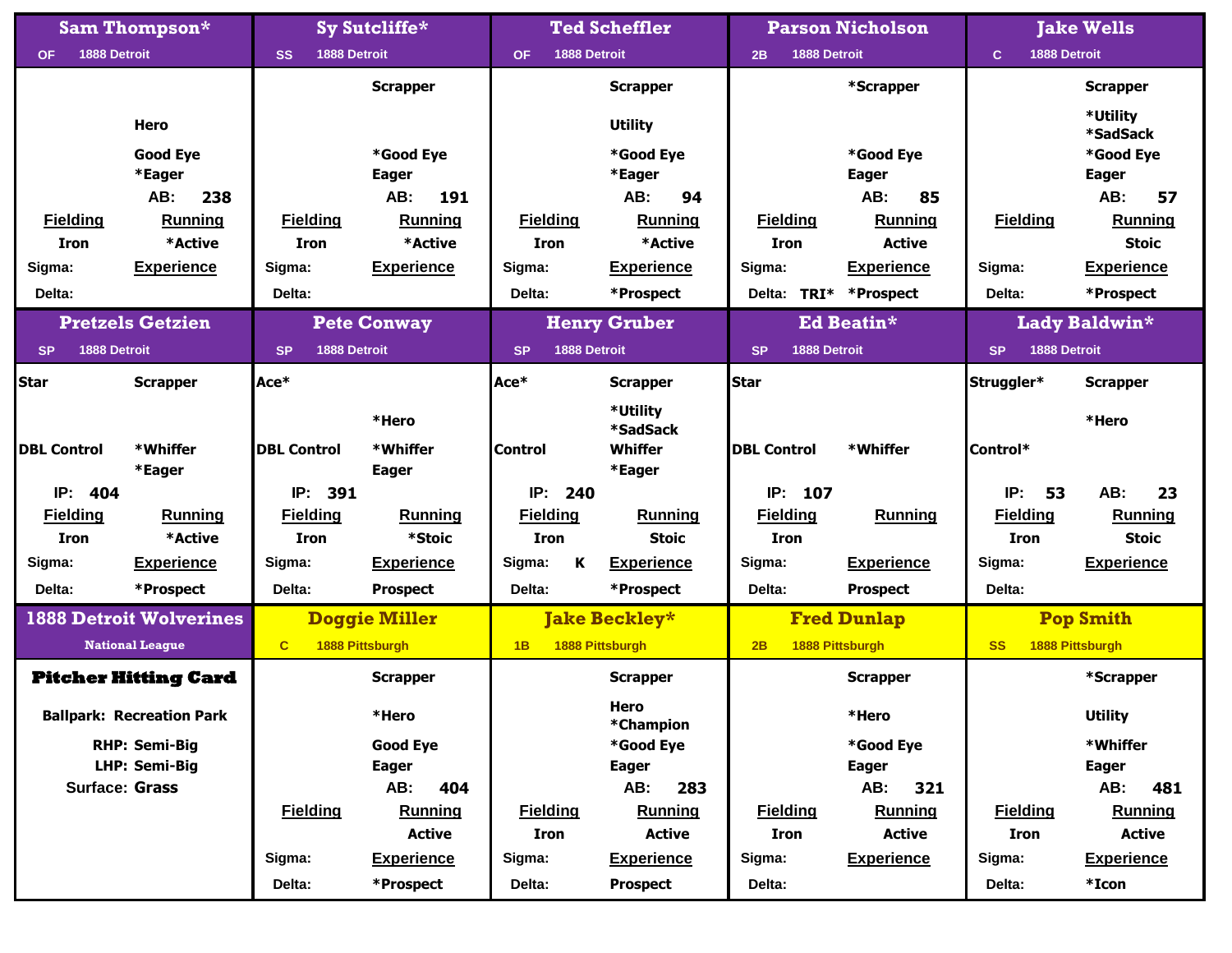## Sam Thompson*

OF 1888 Detroit

Hero
Good Eye
*Eager

AB: 238

| Fielding | Running |
|---|---|
| Iron | *Active |

Sigma:
Experience
Delta:

## Sy Sutcliffe*

SS 1888 Detroit

Scrapper
*Good Eye
Eager

AB: 191

| Fielding | Running |
|---|---|
| Iron | *Active |

Sigma:
Experience
Delta:

## Ted Scheffler

OF 1888 Detroit

Scrapper
Utility
*Good Eye
*Eager

AB: 94

| Fielding | Running |
|---|---|
| Iron | *Active |

Sigma:
Experience
Delta: *Prospect

## Parson Nicholson

2B 1888 Detroit

*Scrapper
*Good Eye
Eager

AB: 85

| Fielding | Running |
|---|---|
| Iron | Active |

Sigma:
Experience
Delta: TRI* *Prospect

## Jake Wells

C 1888 Detroit

Scrapper
*Utility
*SadSack
*Good Eye
Eager

AB: 57

| Fielding | Running |
|---|---|
| | Stoic |

Sigma:
Experience
Delta: *Prospect

## Pretzels Getzien

SP 1888 Detroit

Star
Scrapper
DBL Control
*Whiffer
*Eager

IP: 404

| Fielding | Running |
|---|---|
| Iron | *Active |

Sigma:
Experience
Delta: *Prospect

## Pete Conway

SP 1888 Detroit

Ace*
*Hero
DBL Control
*Whiffer
Eager

IP: 391

| Fielding | Running |
|---|---|
| Iron | *Stoic |

Sigma:
Experience
Delta: Prospect

## Henry Gruber

SP 1888 Detroit

Ace*
Scrapper
*Utility
*SadSack
Control
Whiffer
*Eager

IP: 240

| Fielding | Running |
|---|---|
| Iron | Stoic |

Sigma: K
Experience
Delta: *Prospect

## Ed Beatin*

SP 1888 Detroit

Star
DBL Control
*Whiffer

IP: 107

| Fielding | Running |
|---|---|
| Iron | |

Sigma:
Experience
Delta: Prospect

## Lady Baldwin*

SP 1888 Detroit

Struggler*
Scrapper
*Hero
Control*

IP: 53 AB: 23

| Fielding | Running |
|---|---|
| Iron | Stoic |

Sigma:
Experience
Delta:

## 1888 Detroit Wolverines

National League

**Pitcher Hitting Card**

Ballpark: Recreation Park
RHP: Semi-Big
LHP: Semi-Big
Surface: Grass

## Doggie Miller

C 1888 Pittsburgh

Scrapper
*Hero
Good Eye
Eager

AB: 404

| Fielding | Running |
|---|---|
| | Active |

Sigma:
Experience
Delta: *Prospect

## Jake Beckley*

1B 1888 Pittsburgh

Scrapper
Hero
*Champion
*Good Eye
Eager

AB: 283

| Fielding | Running |
|---|---|
| Iron | Active |

Sigma:
Experience
Delta: Prospect

## Fred Dunlap

2B 1888 Pittsburgh

Scrapper
*Hero
*Good Eye
Eager

AB: 321

| Fielding | Running |
|---|---|
| Iron | Active |

Sigma:
Experience
Delta:

## Pop Smith

SS 1888 Pittsburgh

*Scrapper
Utility
*Whiffer
Eager

AB: 481

| Fielding | Running |
|---|---|
| Iron | Active |

Sigma:
Experience
Delta: *Icon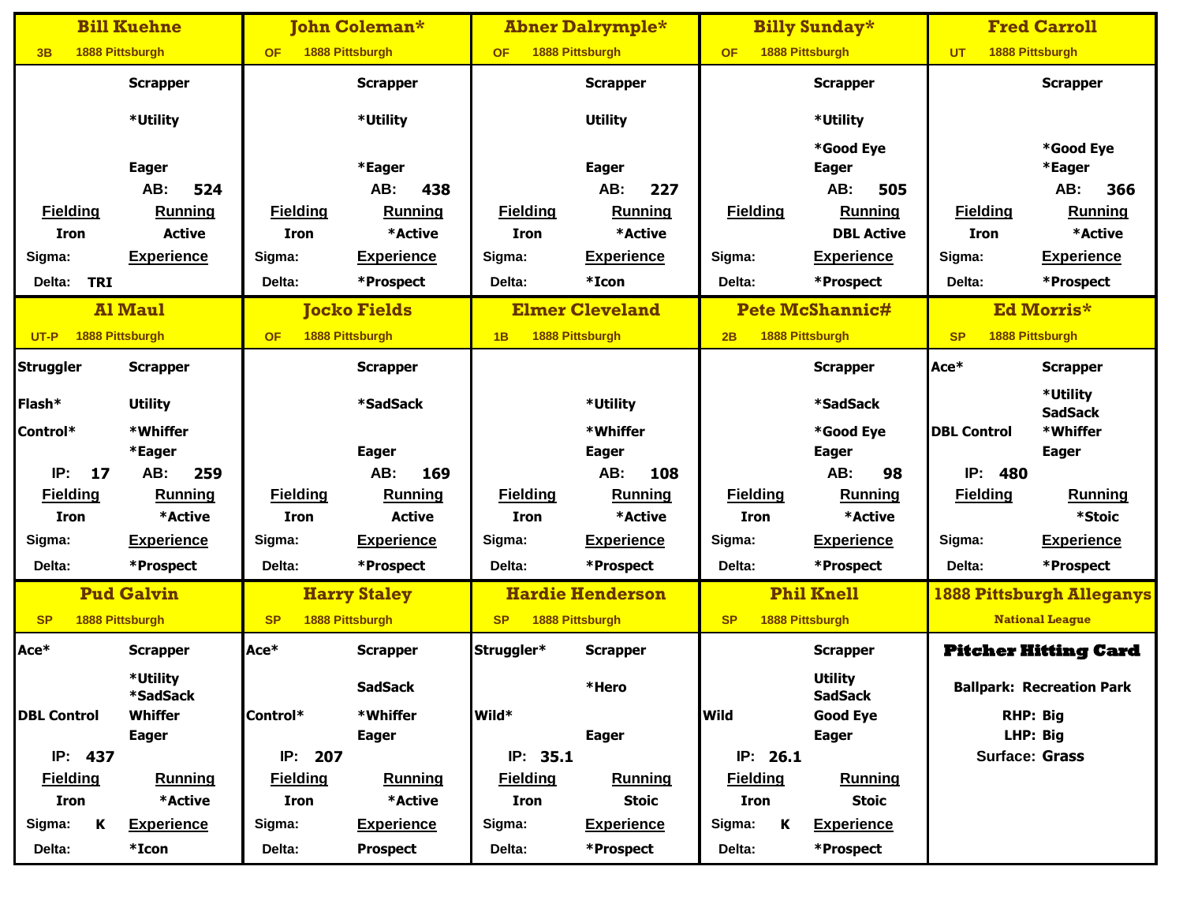## Bill Kuehne

3B 1888 Pittsburgh

Scrapper

*Utility

Eager

AB: 524

| Fielding | Running |
| --- | --- |
| Iron | Active |

Sigma: | Experience

Delta: TRI |

## John Coleman*

OF 1888 Pittsburgh

Scrapper

*Utility

*Eager

AB: 438

| Fielding | Running |
| --- | --- |
| Iron | *Active |

Sigma: | Experience

Delta: | *Prospect

## Abner Dalrymple*

OF 1888 Pittsburgh

Scrapper

Utility

Eager

AB: 227

| Fielding | Running |
| --- | --- |
| Iron | *Active |

Sigma: | Experience

Delta: | *Icon

## Billy Sunday*

OF 1888 Pittsburgh

Scrapper

*Utility

*Good Eye
Eager

AB: 505

| Fielding | Running |
| --- | --- |
| | DBL Active |

Sigma: | Experience

Delta: | *Prospect

## Fred Carroll

UT 1888 Pittsburgh

Scrapper

*Good Eye
*Eager

AB: 366

| Fielding | Running |
| --- | --- |
| Iron | *Active |

Sigma: | Experience

Delta: | *Prospect

## Al Maul

UT-P 1888 Pittsburgh

Struggler | Scrapper

Flash* | Utility

Control* | *Whiffer
*Eager

IP: 17 | AB: 259

| Fielding | Running |
| --- | --- |
| Iron | *Active |

Sigma: | Experience

Delta: | *Prospect

## Jocko Fields

OF 1888 Pittsburgh

Scrapper

*SadSack

Eager

AB: 169

| Fielding | Running |
| --- | --- |
| Iron | Active |

Sigma: | Experience

Delta: | *Prospect

## Elmer Cleveland

1B 1888 Pittsburgh

*Utility

*Whiffer
Eager

AB: 108

| Fielding | Running |
| --- | --- |
| Iron | *Active |

Sigma: | Experience

Delta: | *Prospect

## Pete McShannic#

2B 1888 Pittsburgh

Scrapper

*SadSack

*Good Eye
Eager

AB: 98

| Fielding | Running |
| --- | --- |
| Iron | *Active |

Sigma: | Experience

Delta: | *Prospect

## Ed Morris*

SP 1888 Pittsburgh

Ace* | Scrapper

*Utility
SadSack

DBL Control | *Whiffer
Eager

IP: 480

| Fielding | Running |
| --- | --- |
| | *Stoic |

Sigma: | Experience

Delta: | *Prospect

## Pud Galvin

SP 1888 Pittsburgh

Ace* | Scrapper

*Utility
*SadSack

DBL Control | Whiffer
Eager

IP: 437

| Fielding | Running |
| --- | --- |
| Iron | *Active |

Sigma: K | Experience

Delta: | *Icon

## Harry Staley

SP 1888 Pittsburgh

Ace* | Scrapper

SadSack

Control* | *Whiffer
Eager

IP: 207

| Fielding | Running |
| --- | --- |
| Iron | *Active |

Sigma: | Experience

Delta: | Prospect

## Hardie Henderson

SP 1888 Pittsburgh

Struggler* | Scrapper

*Hero

Wild* |

Eager

IP: 35.1

| Fielding | Running |
| --- | --- |
| Iron | Stoic |

Sigma: | Experience

Delta: | *Prospect

## Phil Knell

SP 1888 Pittsburgh

Scrapper

Utility
SadSack

Wild | Good Eye
Eager

IP: 26.1

| Fielding | Running |
| --- | --- |
| Iron | Stoic |

Sigma: K | Experience

Delta: | *Prospect

## 1888 Pittsburgh Alleganys

National League

**Pitcher Hitting Card**

Ballpark: Recreation Park

RHP: Big

LHP: Big

Surface: Grass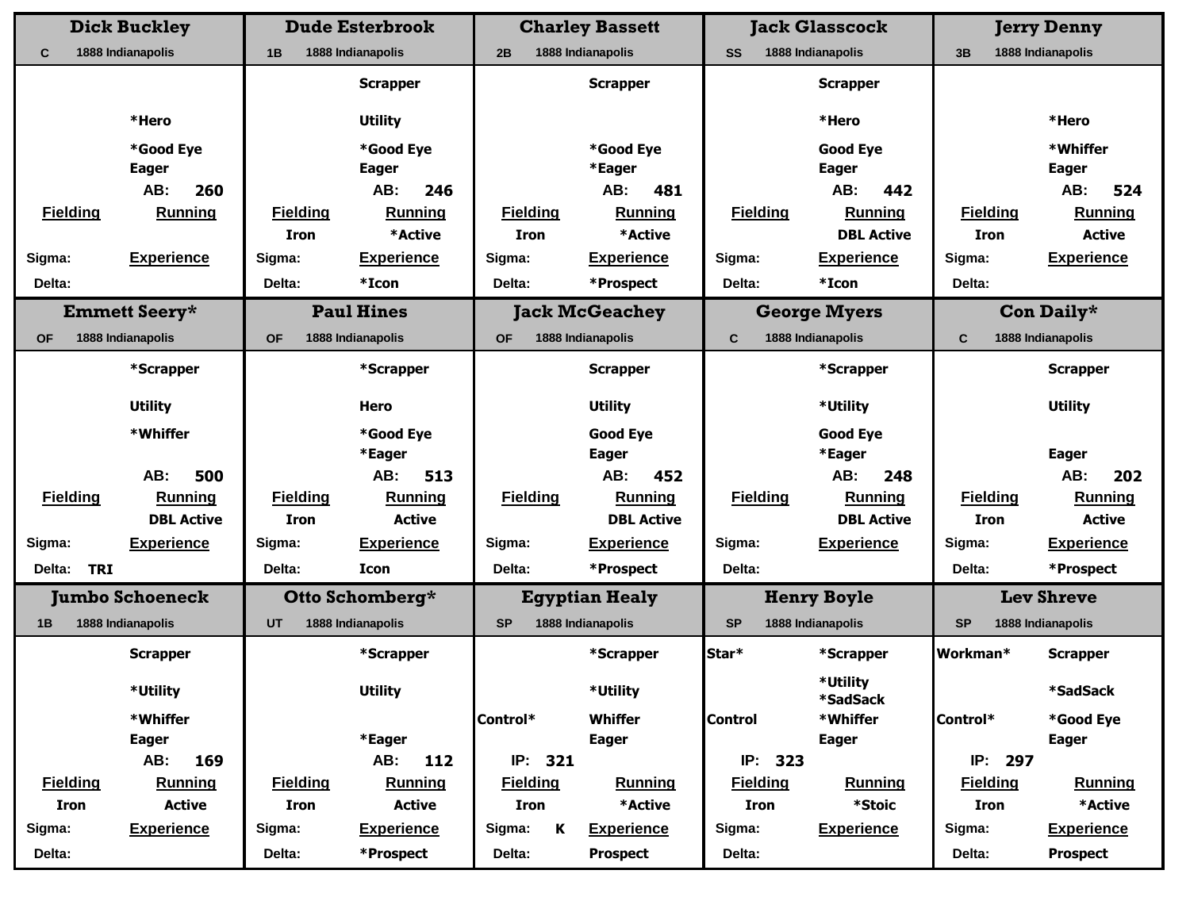## Dick Buckley

C 1888 Indianapolis

*Hero

*Good Eye
Eager

AB: 260

Fielding | Running

Sigma: | Experience

Delta:

## Dude Esterbrook

1B 1888 Indianapolis

Scrapper

Utility

*Good Eye
Eager

AB: 246

Fielding | Running
Iron | *Active

Sigma: | Experience

Delta: | *Icon

## Charley Bassett

2B 1888 Indianapolis

Scrapper

*Good Eye
*Eager

AB: 481

Fielding | Running
Iron | *Active

Sigma: | Experience

Delta: | *Prospect

## Jack Glasscock

SS 1888 Indianapolis

Scrapper

*Hero

Good Eye
Eager

AB: 442

Fielding | Running
 | DBL Active

Sigma: | Experience

Delta: | *Icon

## Jerry Denny

3B 1888 Indianapolis

*Hero

*Whiffer
Eager

AB: 524

Fielding | Running
Iron | Active

Sigma: | Experience

Delta:

## Emmett Seery*

OF 1888 Indianapolis

*Scrapper

Utility

*Whiffer

AB: 500

Fielding | Running
 | DBL Active

Sigma: | Experience

Delta: TRI

## Paul Hines

OF 1888 Indianapolis

*Scrapper

Hero

*Good Eye
*Eager

AB: 513

Fielding | Running
Iron | Active

Sigma: | Experience

Delta: | Icon

## Jack McGeachey

OF 1888 Indianapolis

Scrapper

Utility

Good Eye
Eager

AB: 452

Fielding | Running
 | DBL Active

Sigma: | Experience

Delta: | *Prospect

## George Myers

C 1888 Indianapolis

*Scrapper

*Utility

Good Eye
*Eager

AB: 248

Fielding | Running
 | DBL Active

Sigma: | Experience

Delta:

## Con Daily*

C 1888 Indianapolis

Scrapper

Utility

Eager

AB: 202

Fielding | Running
Iron | Active

Sigma: | Experience

Delta: | *Prospect

## Jumbo Schoeneck

1B 1888 Indianapolis

Scrapper

*Utility

*Whiffer
Eager

AB: 169

Fielding | Running
Iron | Active

Sigma: | Experience

Delta:

## Otto Schomberg*

UT 1888 Indianapolis

*Scrapper

Utility

*Eager

AB: 112

Fielding | Running
Iron | Active

Sigma: | Experience

Delta: | *Prospect

## Egyptian Healy

SP 1888 Indianapolis

*Scrapper

*Utility

Control* | Whiffer
Eager

IP: 321

Fielding | Running
Iron | *Active

Sigma: K | Experience

Delta: | Prospect

## Henry Boyle

SP 1888 Indianapolis

Star* | *Scrapper

*Utility
*SadSack

Control | *Whiffer
Eager

IP: 323

Fielding | Running
Iron | *Stoic

Sigma: | Experience

Delta:

## Lev Shreve

SP 1888 Indianapolis

Workman* | Scrapper

*SadSack

Control* | *Good Eye
Eager

IP: 297

Fielding | Running
Iron | *Active

Sigma: | Experience

Delta: | Prospect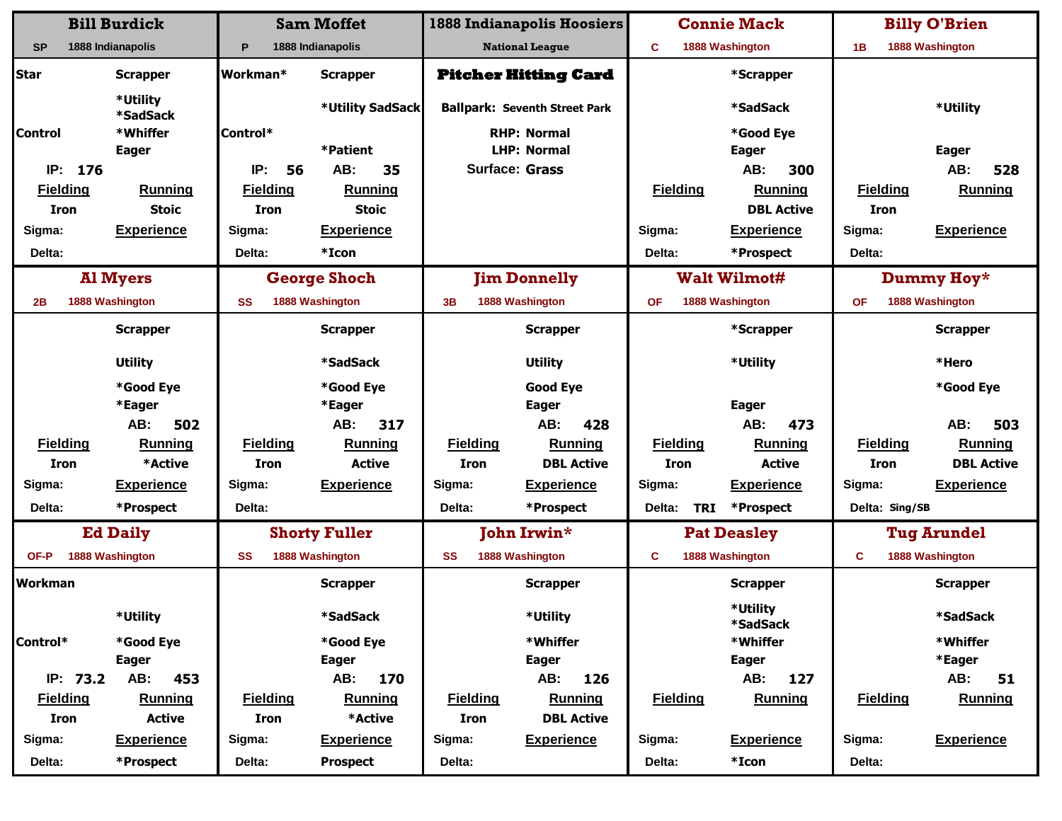## Bill Burdick
SP — 1888 Indianapolis

| | |
|---|---|
| Star | Scrapper |
| | *Utility |
| | *SadSack |
| Control | *Whiffer |
| | Eager |
| IP: 176 | |
| **Fielding** | **Running** |
| Iron | Stoic |
| Sigma: | **Experience** |
| Delta: | |

## Sam Moffet
P — 1888 Indianapolis

| | |
|---|---|
| Workman* | Scrapper |
| | *Utility SadSack |
| Control* | |
| | *Patient |
| IP: 56 | AB: 35 |
| **Fielding** | **Running** |
| Iron | Stoic |
| Sigma: | **Experience** |
| Delta: | *Icon |

## 1888 Indianapolis Hoosiers
National League

**Pitcher Hitting Card**

Ballpark: Seventh Street Park

RHP: Normal
LHP: Normal
Surface: Grass

## Connie Mack
C — 1888 Washington

| | |
|---|---|
| | *Scrapper |
| | *SadSack |
| | *Good Eye |
| | Eager |
| | AB: 300 |
| **Fielding** | **Running** |
| | DBL Active |
| Sigma: | **Experience** |
| Delta: | *Prospect |

## Billy O'Brien
1B — 1888 Washington

| | |
|---|---|
| | *Utility |
| | Eager |
| | AB: 528 |
| **Fielding** | **Running** |
| Iron | |
| Sigma: | **Experience** |
| Delta: | |

## Al Myers
2B — 1888 Washington

| | |
|---|---|
| | Scrapper |
| | Utility |
| | *Good Eye |
| | *Eager |
| | AB: 502 |
| **Fielding** | **Running** |
| Iron | *Active |
| Sigma: | **Experience** |
| Delta: | *Prospect |

## George Shoch
SS — 1888 Washington

| | |
|---|---|
| | Scrapper |
| | *SadSack |
| | *Good Eye |
| | *Eager |
| | AB: 317 |
| **Fielding** | **Running** |
| Iron | Active |
| Sigma: | **Experience** |
| Delta: | |

## Jim Donnelly
3B — 1888 Washington

| | |
|---|---|
| | Scrapper |
| | Utility |
| | Good Eye |
| | Eager |
| | AB: 428 |
| **Fielding** | **Running** |
| Iron | DBL Active |
| Sigma: | **Experience** |
| Delta: | *Prospect |

## Walt Wilmot#
OF — 1888 Washington

| | |
|---|---|
| | *Scrapper |
| | *Utility |
| | Eager |
| | AB: 473 |
| **Fielding** | **Running** |
| Iron | Active |
| Sigma: | **Experience** |
| Delta: TRI | *Prospect |

## Dummy Hoy*
OF — 1888 Washington

| | |
|---|---|
| | Scrapper |
| | *Hero |
| | *Good Eye |
| | AB: 503 |
| **Fielding** | **Running** |
| Iron | DBL Active |
| Sigma: | **Experience** |
| Delta: Sing/SB | |

## Ed Daily
OF-P — 1888 Washington

| | |
|---|---|
| Workman | |
| | *Utility |
| Control* | *Good Eye |
| | Eager |
| IP: 73.2 | AB: 453 |
| **Fielding** | **Running** |
| Iron | Active |
| Sigma: | **Experience** |
| Delta: | *Prospect |

## Shorty Fuller
SS — 1888 Washington

| | |
|---|---|
| | Scrapper |
| | *SadSack |
| | *Good Eye |
| | Eager |
| | AB: 170 |
| **Fielding** | **Running** |
| Iron | *Active |
| Sigma: | **Experience** |
| Delta: | Prospect |

## John Irwin*
SS — 1888 Washington

| | |
|---|---|
| | Scrapper |
| | *Utility |
| | *Whiffer |
| | Eager |
| | AB: 126 |
| **Fielding** | **Running** |
| Iron | DBL Active |
| Sigma: | **Experience** |
| Delta: | |

## Pat Deasley
C — 1888 Washington

| | |
|---|---|
| | Scrapper |
| | *Utility |
| | *SadSack |
| | *Whiffer |
| | Eager |
| | AB: 127 |
| **Fielding** | **Running** |
| Sigma: | **Experience** |
| Delta: | *Icon |

## Tug Arundel
C — 1888 Washington

| | |
|---|---|
| | Scrapper |
| | *SadSack |
| | *Whiffer |
| | *Eager |
| | AB: 51 |
| **Fielding** | **Running** |
| Sigma: | **Experience** |
| Delta: | |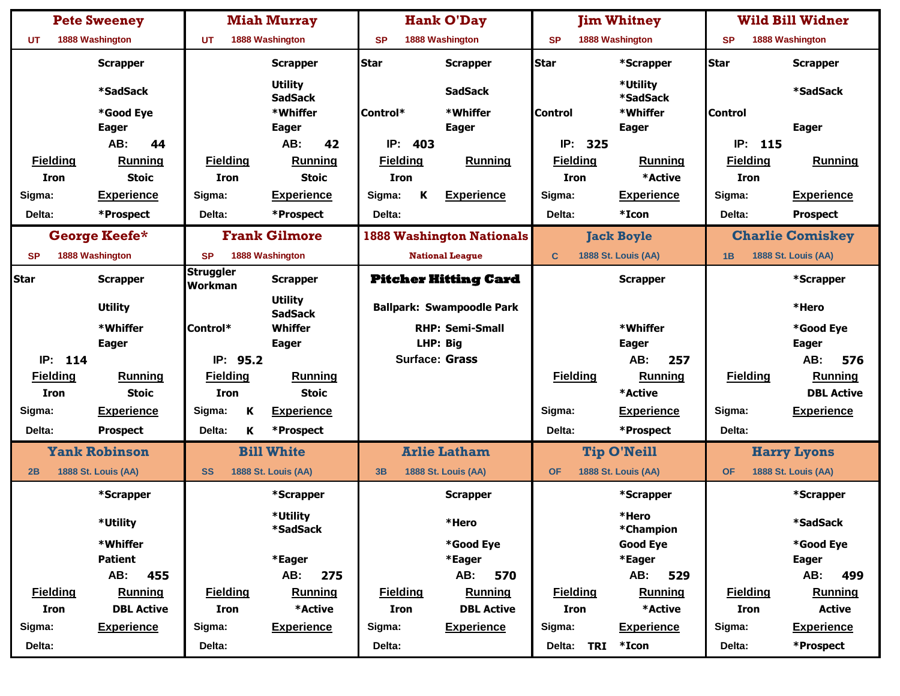## Pete Sweeney
UT 1888 Washington

- Scrapper
- *SadSack
- *Good Eye
- Eager
- AB: 44

| Fielding | Running |
| --- | --- |
| Iron | Stoic |

Sigma:
Delta:

Experience: *Prospect

## Miah Murray
UT 1888 Washington

- Scrapper
- Utility
- SadSack
- *Whiffer
- Eager
- AB: 42

| Fielding | Running |
| --- | --- |
| Iron | Stoic |

Sigma:
Delta:

Experience: *Prospect

## Hank O'Day
SP 1888 Washington

- Star
- Control*
- IP: 403
- Scrapper
- SadSack
- *Whiffer
- Eager

| Fielding | Running |
| --- | --- |
| Iron | |

Sigma: K
Delta:

Experience:

## Jim Whitney
SP 1888 Washington

- Star
- Control
- IP: 325
- *Scrapper
- *Utility
- *SadSack
- *Whiffer
- Eager

| Fielding | Running |
| --- | --- |
| Iron | *Active |

Sigma:
Delta:

Experience: *Icon

## Wild Bill Widner
SP 1888 Washington

- Star
- Control
- IP: 115
- Scrapper
- *SadSack
- Eager

| Fielding | Running |
| --- | --- |
| Iron | |

Sigma:
Delta:

Experience: Prospect

## George Keefe*
SP 1888 Washington

- Star
- IP: 114
- Scrapper
- Utility
- *Whiffer
- Eager

| Fielding | Running |
| --- | --- |
| Iron | Stoic |

Sigma:
Delta:

Experience: Prospect

## Frank Gilmore
SP 1888 Washington

- Struggler
- Workman
- Control*
- IP: 95.2
- Scrapper
- Utility
- SadSack
- Whiffer
- Eager

| Fielding | Running |
| --- | --- |
| Iron | Stoic |

Sigma: K
Delta: K

Experience: *Prospect

## 1888 Washington Nationals
National League

**Pitcher Hitting Card**

Ballpark: Swampoodle Park

RHP: Semi-Small
LHP: Big
Surface: Grass

## Jack Boyle
C 1888 St. Louis (AA)

- Scrapper
- *Whiffer
- Eager
- AB: 257

| Fielding | Running |
| --- | --- |
| | *Active |

Sigma:
Delta:

Experience: *Prospect

## Charlie Comiskey
1B 1888 St. Louis (AA)

- *Scrapper
- *Hero
- *Good Eye
- Eager
- AB: 576

| Fielding | Running |
| --- | --- |
| | DBL Active |

Sigma:
Delta:

Experience:

## Yank Robinson
2B 1888 St. Louis (AA)

- *Scrapper
- *Utility
- *Whiffer
- Patient
- AB: 455

| Fielding | Running |
| --- | --- |
| Iron | DBL Active |

Sigma:
Delta:

Experience:

## Bill White
SS 1888 St. Louis (AA)

- *Scrapper
- *Utility
- *SadSack
- *Eager
- AB: 275

| Fielding | Running |
| --- | --- |
| Iron | *Active |

Sigma:
Delta:

Experience:

## Arlie Latham
3B 1888 St. Louis (AA)

- Scrapper
- *Hero
- *Good Eye
- *Eager
- AB: 570

| Fielding | Running |
| --- | --- |
| Iron | DBL Active |

Sigma:
Delta:

Experience:

## Tip O'Neill
OF 1888 St. Louis (AA)

- *Scrapper
- *Hero
- *Champion
- Good Eye
- *Eager
- AB: 529

| Fielding | Running |
| --- | --- |
| Iron | *Active |

Sigma:
Delta: TRI

Experience: *Icon

## Harry Lyons
OF 1888 St. Louis (AA)

- *Scrapper
- *SadSack
- *Good Eye
- Eager
- AB: 499

| Fielding | Running |
| --- | --- |
| Iron | Active |

Sigma:
Delta:

Experience: *Prospect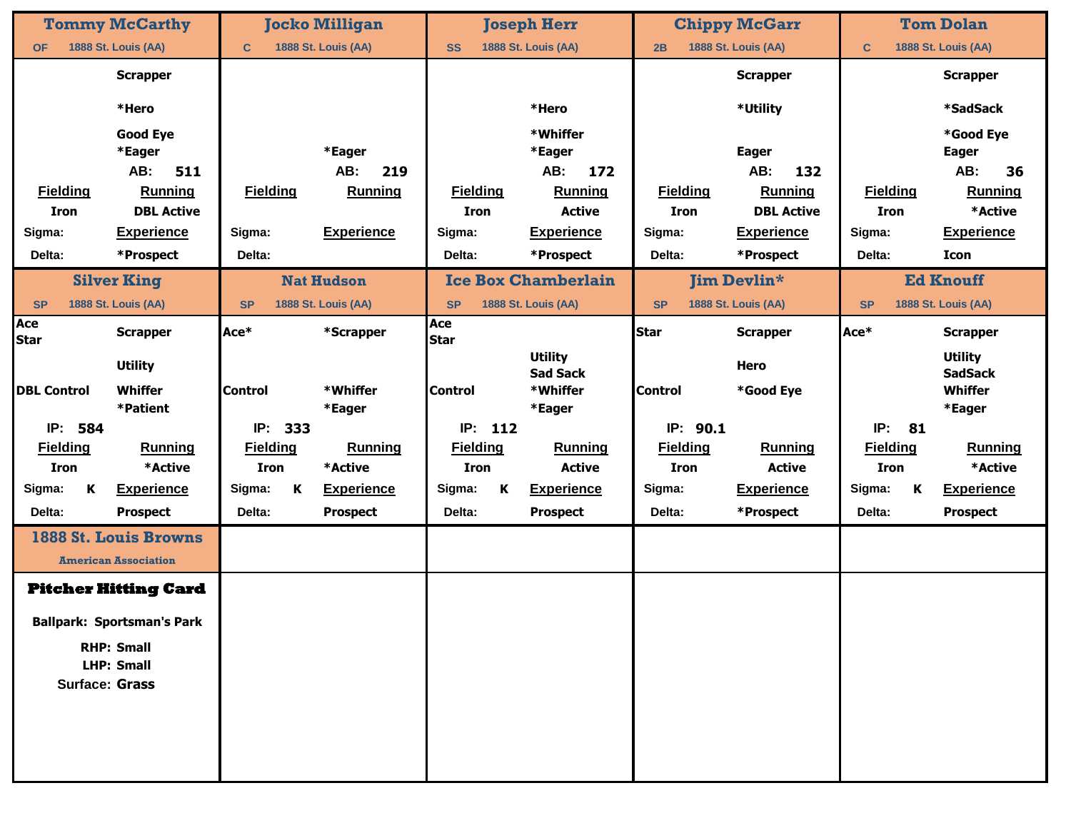## Tommy McCarthy

OF 1888 St. Louis (AA)

Scrapper

*Hero

Good Eye
*Eager

AB: 511

Fielding: Iron
Running: DBL Active

Sigma:
Delta:

Experience: *Prospect

## Jocko Milligan

C 1888 St. Louis (AA)

*Eager

AB: 219

Fielding
Running

Sigma:
Delta:

Experience

## Joseph Herr

SS 1888 St. Louis (AA)

*Hero

*Whiffer
*Eager

AB: 172

Fielding: Iron
Running: Active

Sigma:
Delta:

Experience: *Prospect

## Chippy McGarr

2B 1888 St. Louis (AA)

Scrapper

*Utility

Eager

AB: 132

Fielding: Iron
Running: DBL Active

Sigma:
Delta:

Experience: *Prospect

## Tom Dolan

C 1888 St. Louis (AA)

Scrapper

*SadSack

*Good Eye
Eager

AB: 36

Fielding: Iron
Running: *Active

Sigma:
Delta:

Experience: Icon

## Silver King

SP 1888 St. Louis (AA)

Ace
Star

Scrapper

Utility

DBL Control

Whiffer
*Patient

IP: 584

Fielding: Iron
Running: *Active

Sigma: K
Delta:

Experience: Prospect

## Nat Hudson

SP 1888 St. Louis (AA)

Ace*

*Scrapper

Control

*Whiffer
*Eager

IP: 333

Fielding: Iron
Running: *Active

Sigma: K
Delta:

Experience: Prospect

## Ice Box Chamberlain

SP 1888 St. Louis (AA)

Ace
Star

Utility
Sad Sack

Control

*Whiffer
*Eager

IP: 112

Fielding: Iron
Running: Active

Sigma: K
Delta:

Experience: Prospect

## Jim Devlin*

SP 1888 St. Louis (AA)

Star

Scrapper

Hero

Control

*Good Eye

IP: 90.1

Fielding: Iron
Running: Active

Sigma:
Delta:

Experience: *Prospect

## Ed Knouff

SP 1888 St. Louis (AA)

Ace*

Scrapper

Utility
SadSack
Whiffer
*Eager

IP: 81

Fielding: Iron
Running: *Active

Sigma: K
Delta:

Experience: Prospect

## 1888 St. Louis Browns

American Association

**Pitcher Hitting Card**

Ballpark: Sportsman's Park

RHP: Small
LHP: Small
Surface: Grass